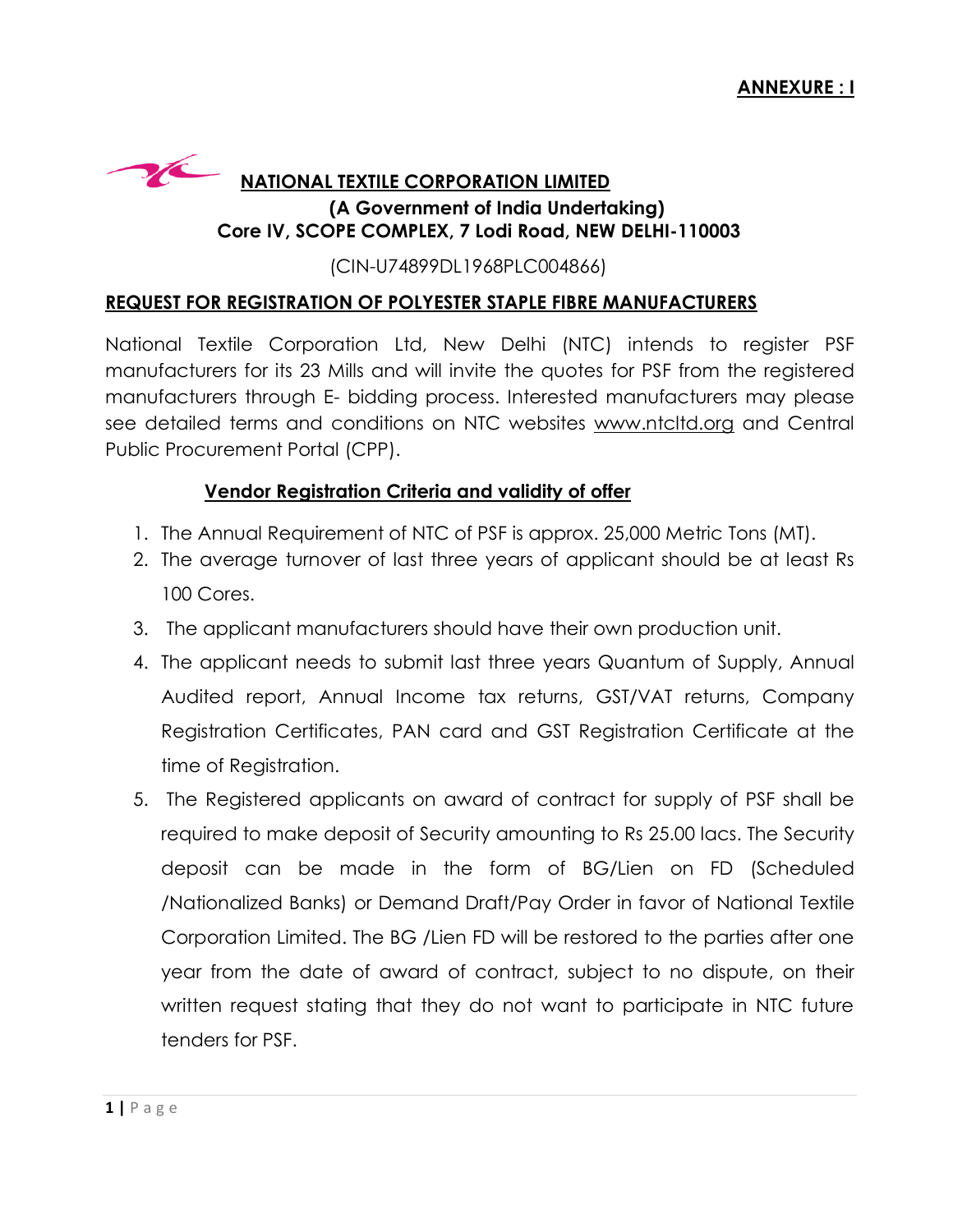**ANNEXURE : I**

# NATIONAL TEXTILE CORPORATION LIMITED

**(A Government of India Undertaking)**
**Core IV, SCOPE COMPLEX, 7 Lodi Road, NEW DELHI-110003**

(CIN-U74899DL1968PLC004866)

## REQUEST FOR REGISTRATION OF POLYESTER STAPLE FIBRE MANUFACTURERS

National Textile Corporation Ltd, New Delhi (NTC) intends to register PSF manufacturers for its 23 Mills and will invite the quotes for PSF from the registered manufacturers through E- bidding process. Interested manufacturers may please see detailed terms and conditions on NTC websites www.ntcltd.org and Central Public Procurement Portal (CPP).

### Vendor Registration Criteria and validity of offer

1. The Annual Requirement of NTC of PSF is approx. 25,000 Metric Tons (MT).
2. The average turnover of last three years of applicant should be at least Rs 100 Cores.
3. The applicant manufacturers should have their own production unit.
4. The applicant needs to submit last three years Quantum of Supply, Annual Audited report, Annual Income tax returns, GST/VAT returns, Company Registration Certificates, PAN card and GST Registration Certificate at the time of Registration.
5. The Registered applicants on award of contract for supply of PSF shall be required to make deposit of Security amounting to Rs 25.00 lacs. The Security deposit can be made in the form of BG/Lien on FD (Scheduled /Nationalized Banks) or Demand Draft/Pay Order in favor of National Textile Corporation Limited. The BG /Lien FD will be restored to the parties after one year from the date of award of contract, subject to no dispute, on their written request stating that they do not want to participate in NTC future tenders for PSF.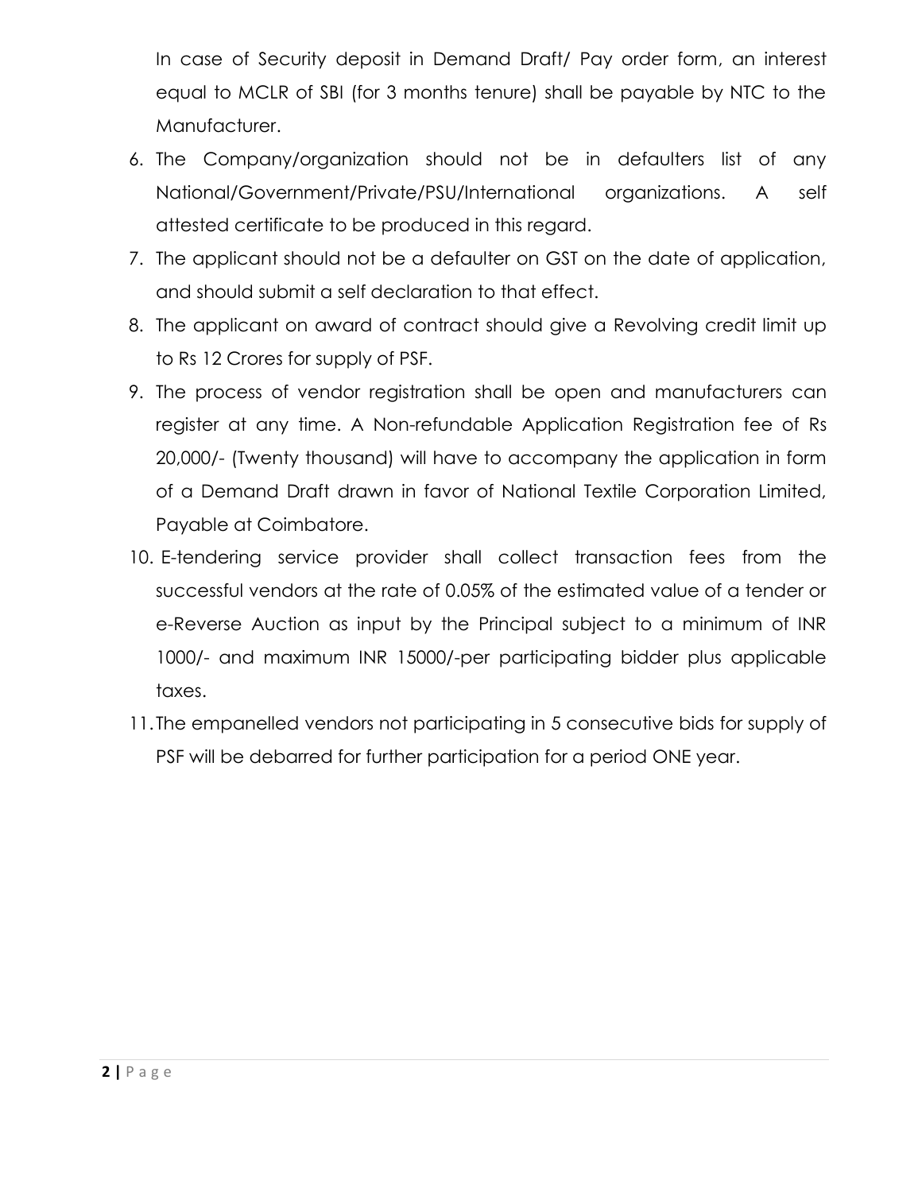In case of Security deposit in Demand Draft/ Pay order form, an interest equal to MCLR of SBI (for 3 months tenure) shall be payable by NTC to the Manufacturer.

6. The Company/organization should not be in defaulters list of any National/Government/Private/PSU/International organizations. A self attested certificate to be produced in this regard.
7. The applicant should not be a defaulter on GST on the date of application, and should submit a self declaration to that effect.
8. The applicant on award of contract should give a Revolving credit limit up to Rs 12 Crores for supply of PSF.
9. The process of vendor registration shall be open and manufacturers can register at any time. A Non-refundable Application Registration fee of Rs 20,000/- (Twenty thousand) will have to accompany the application in form of a Demand Draft drawn in favor of National Textile Corporation Limited, Payable at Coimbatore.
10. E-tendering service provider shall collect transaction fees from the successful vendors at the rate of 0.05% of the estimated value of a tender or e-Reverse Auction as input by the Principal subject to a minimum of INR 1000/- and maximum INR 15000/-per participating bidder plus applicable taxes.
11. The empanelled vendors not participating in 5 consecutive bids for supply of PSF will be debarred for further participation for a period ONE year.